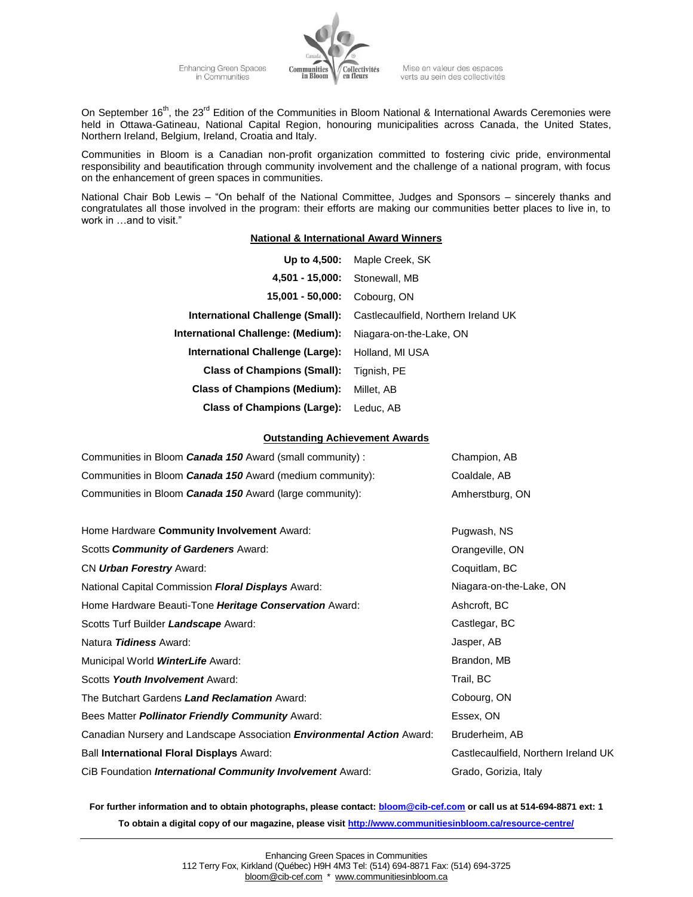Enhancing Green Spaces in Communities

Communities in Bloom / Collectivités en fleurs

Mise en valeur des espaces verts au sein des collectivités

On September 16th, the 23rd Edition of the Communities in Bloom National & International Awards Ceremonies were held in Ottawa-Gatineau, National Capital Region, honouring municipalities across Canada, the United States, Northern Ireland, Belgium, Ireland, Croatia and Italy.

Communities in Bloom is a Canadian non-profit organization committed to fostering civic pride, environmental responsibility and beautification through community involvement and the challenge of a national program, with focus on the enhancement of green spaces in communities.

National Chair Bob Lewis – "On behalf of the National Committee, Judges and Sponsors – sincerely thanks and congratulates all those involved in the program: their efforts are making our communities better places to live in, to work in …and to visit."

## National & International Award Winners

| | |
|---|---|
| **Up to 4,500:** | Maple Creek, SK |
| **4,501 - 15,000:** | Stonewall, MB |
| **15,001 - 50,000:** | Cobourg, ON |
| **International Challenge (Small):** | Castlecaulfield, Northern Ireland UK |
| **International Challenge: (Medium):** | Niagara-on-the-Lake, ON |
| **International Challenge (Large):** | Holland, MI USA |
| **Class of Champions (Small):** | Tignish, PE |
| **Class of Champions (Medium):** | Millet, AB |
| **Class of Champions (Large):** | Leduc, AB |

## Outstanding Achievement Awards

| | |
|---|---|
| Communities in Bloom ***Canada 150*** Award (small community) : | Champion, AB |
| Communities in Bloom ***Canada 150*** Award (medium community): | Coaldale, AB |
| Communities in Bloom ***Canada 150*** Award (large community): | Amherstburg, ON |
| Home Hardware **Community Involvement** Award: | Pugwash, NS |
| Scotts ***Community of Gardeners*** Award: | Orangeville, ON |
| CN ***Urban Forestry*** Award: | Coquitlam, BC |
| National Capital Commission ***Floral Displays*** Award: | Niagara-on-the-Lake, ON |
| Home Hardware Beauti-Tone ***Heritage Conservation*** Award: | Ashcroft, BC |
| Scotts Turf Builder ***Landscape*** Award: | Castlegar, BC |
| Natura ***Tidiness*** Award: | Jasper, AB |
| Municipal World ***WinterLife*** Award: | Brandon, MB |
| Scotts ***Youth Involvement*** Award: | Trail, BC |
| The Butchart Gardens ***Land Reclamation*** Award: | Cobourg, ON |
| Bees Matter ***Pollinator Friendly Community*** Award: | Essex, ON |
| Canadian Nursery and Landscape Association ***Environmental Action*** Award: | Bruderheim, AB |
| Ball **International Floral Displays** Award: | Castlecaulfield, Northern Ireland UK |
| CiB Foundation ***International Community Involvement*** Award: | Grado, Gorizia, Italy |

**For further information and to obtain photographs, please contact: bloom@cib-cef.com or call us at 514-694-8871 ext: 1**

**To obtain a digital copy of our magazine, please visit http://www.communitiesinbloom.ca/resource-centre/**

Enhancing Green Spaces in Communities
112 Terry Fox, Kirkland (Québec) H9H 4M3 Tel: (514) 694-8871 Fax: (514) 694-3725
bloom@cib-cef.com * www.communitiesinbloom.ca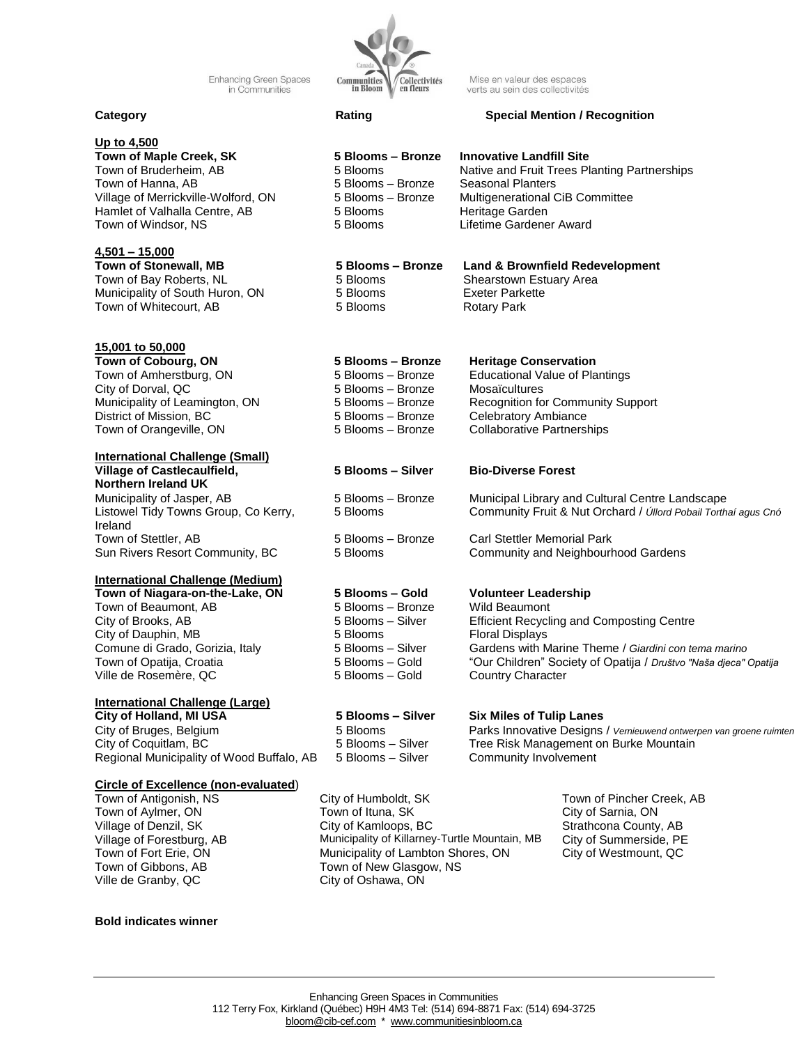Enhancing Green Spaces in Communities — Communities in Bloom / Collectivités en fleurs — Mise en valeur des espaces verts au sein des collectivités

| Category | Rating | Special Mention / Recognition |
|---|---|---|
| **Up to 4,500** | | |
| **Town of Maple Creek, SK** | **5 Blooms – Bronze** | **Innovative Landfill Site** |
| Town of Bruderheim, AB | 5 Blooms | Native and Fruit Trees Planting Partnerships |
| Town of Hanna, AB | 5 Blooms – Bronze | Seasonal Planters |
| Village of Merrickville-Wolford, ON | 5 Blooms – Bronze | Multigenerational CiB Committee |
| Hamlet of Valhalla Centre, AB | 5 Blooms | Heritage Garden |
| Town of Windsor, NS | 5 Blooms | Lifetime Gardener Award |
| **4,501 – 15,000** | | |
| **Town of Stonewall, MB** | **5 Blooms – Bronze** | **Land & Brownfield Redevelopment** |
| Town of Bay Roberts, NL | 5 Blooms | Shearstown Estuary Area |
| Municipality of South Huron, ON | 5 Blooms | Exeter Parkette |
| Town of Whitecourt, AB | 5 Blooms | Rotary Park |
| **15,001 to 50,000** | | |
| **Town of Cobourg, ON** | **5 Blooms – Bronze** | **Heritage Conservation** |
| Town of Amherstburg, ON | 5 Blooms – Bronze | Educational Value of Plantings |
| City of Dorval, QC | 5 Blooms – Bronze | Mosaïcultures |
| Municipality of Leamington, ON | 5 Blooms – Bronze | Recognition for Community Support |
| District of Mission, BC | 5 Blooms – Bronze | Celebratory Ambiance |
| Town of Orangeville, ON | 5 Blooms – Bronze | Collaborative Partnerships |
| **International Challenge (Small)** | | |
| **Village of Castlecaulfield, Northern Ireland UK** | **5 Blooms – Silver** | **Bio-Diverse Forest** |
| Municipality of Jasper, AB | 5 Blooms – Bronze | Municipal Library and Cultural Centre Landscape |
| Listowel Tidy Towns Group, Co Kerry, Ireland | 5 Blooms | Community Fruit & Nut Orchard / *Úllord Pobail Torthaí agus Cnó* |
| Town of Stettler, AB | 5 Blooms – Bronze | Carl Stettler Memorial Park |
| Sun Rivers Resort Community, BC | 5 Blooms | Community and Neighbourhood Gardens |
| **International Challenge (Medium)** | | |
| **Town of Niagara-on-the-Lake, ON** | **5 Blooms – Gold** | **Volunteer Leadership** |
| Town of Beaumont, AB | 5 Blooms – Bronze | Wild Beaumont |
| City of Brooks, AB | 5 Blooms – Silver | Efficient Recycling and Composting Centre |
| City of Dauphin, MB | 5 Blooms | Floral Displays |
| Comune di Grado, Gorizia, Italy | 5 Blooms – Silver | Gardens with Marine Theme / *Giardini con tema marino* |
| Town of Opatija, Croatia | 5 Blooms – Gold | "Our Children" Society of Opatija / *Društvo "Naša djeca" Opatija* |
| Ville de Rosemère, QC | 5 Blooms – Gold | Country Character |
| **International Challenge (Large)** | | |
| **City of Holland, MI USA** | **5 Blooms – Silver** | **Six Miles of Tulip Lanes** |
| City of Bruges, Belgium | 5 Blooms | Parks Innovative Designs / *Vernieuwend ontwerpen van groene ruimten* |
| City of Coquitlam, BC | 5 Blooms – Silver | Tree Risk Management on Burke Mountain |
| Regional Municipality of Wood Buffalo, AB | 5 Blooms – Silver | Community Involvement |

**Circle of Excellence (non-evaluated)**

| | | |
|---|---|---|
| Town of Antigonish, NS | City of Humboldt, SK | Town of Pincher Creek, AB |
| Town of Aylmer, ON | Town of Ituna, SK | City of Sarnia, ON |
| Village of Denzil, SK | City of Kamloops, BC | Strathcona County, AB |
| Village of Forestburg, AB | Municipality of Killarney-Turtle Mountain, MB | City of Summerside, PE |
| Town of Fort Erie, ON | Municipality of Lambton Shores, ON | City of Westmount, QC |
| Town of Gibbons, AB | Town of New Glasgow, NS | |
| Ville de Granby, QC | City of Oshawa, ON | |

**Bold indicates winner**

Enhancing Green Spaces in Communities
112 Terry Fox, Kirkland (Québec) H9H 4M3 Tel: (514) 694-8871 Fax: (514) 694-3725
bloom@cib-cef.com * www.communitiesinbloom.ca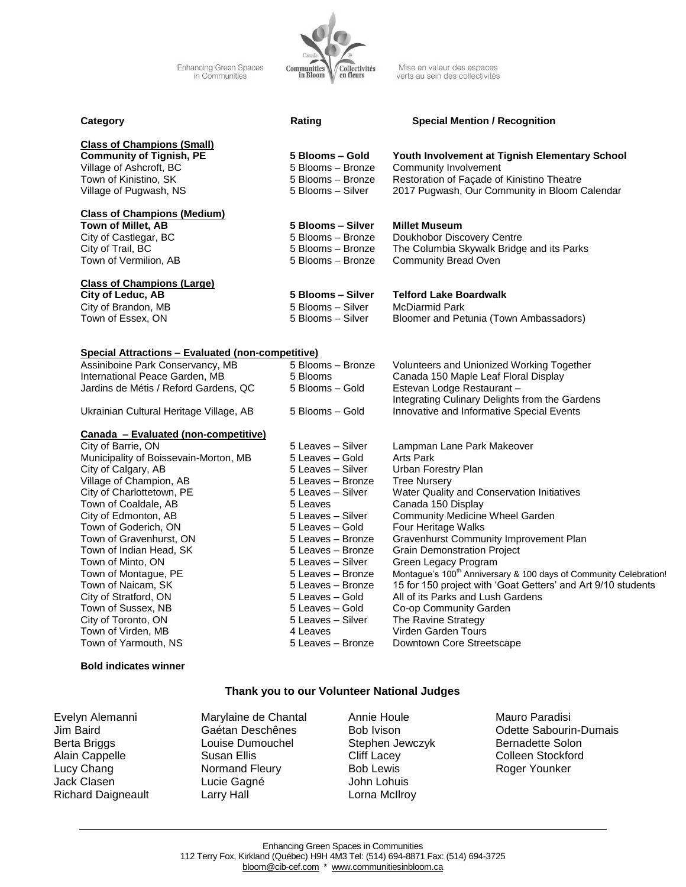Enhancing Green Spaces in Communities

Communities in Bloom / Collectivités en fleurs

Mise en valeur des espaces verts au sein des collectivités

| Category | Rating | Special Mention / Recognition |
|---|---|---|
| **Class of Champions (Small)** | | |
| **Community of Tignish, PE** | **5 Blooms – Gold** | **Youth Involvement at Tignish Elementary School** |
| Village of Ashcroft, BC | 5 Blooms – Bronze | Community Involvement |
| Town of Kinistino, SK | 5 Blooms – Bronze | Restoration of Façade of Kinistino Theatre |
| Village of Pugwash, NS | 5 Blooms – Silver | 2017 Pugwash, Our Community in Bloom Calendar |
| **Class of Champions (Medium)** | | |
| **Town of Millet, AB** | **5 Blooms – Silver** | **Millet Museum** |
| City of Castlegar, BC | 5 Blooms – Bronze | Doukhobor Discovery Centre |
| City of Trail, BC | 5 Blooms – Bronze | The Columbia Skywalk Bridge and its Parks |
| Town of Vermilion, AB | 5 Blooms – Bronze | Community Bread Oven |
| **Class of Champions (Large)** | | |
| **City of Leduc, AB** | **5 Blooms – Silver** | **Telford Lake Boardwalk** |
| City of Brandon, MB | 5 Blooms – Silver | McDiarmid Park |
| Town of Essex, ON | 5 Blooms – Silver | Bloomer and Petunia (Town Ambassadors) |
| **Special Attractions – Evaluated (non-competitive)** | | |
| Assiniboine Park Conservancy, MB | 5 Blooms – Bronze | Volunteers and Unionized Working Together |
| International Peace Garden, MB | 5 Blooms | Canada 150 Maple Leaf Floral Display |
| Jardins de Métis / Reford Gardens, QC | 5 Blooms – Gold | Estevan Lodge Restaurant – Integrating Culinary Delights from the Gardens |
| Ukrainian Cultural Heritage Village, AB | 5 Blooms – Gold | Innovative and Informative Special Events |
| **Canada – Evaluated (non-competitive)** | | |
| City of Barrie, ON | 5 Leaves – Silver | Lampman Lane Park Makeover |
| Municipality of Boissevain-Morton, MB | 5 Leaves – Gold | Arts Park |
| City of Calgary, AB | 5 Leaves – Silver | Urban Forestry Plan |
| Village of Champion, AB | 5 Leaves – Bronze | Tree Nursery |
| City of Charlottetown, PE | 5 Leaves – Silver | Water Quality and Conservation Initiatives |
| Town of Coaldale, AB | 5 Leaves | Canada 150 Display |
| City of Edmonton, AB | 5 Leaves – Silver | Community Medicine Wheel Garden |
| Town of Goderich, ON | 5 Leaves – Gold | Four Heritage Walks |
| Town of Gravenhurst, ON | 5 Leaves – Bronze | Gravenhurst Community Improvement Plan |
| Town of Indian Head, SK | 5 Leaves – Bronze | Grain Demonstration Project |
| Town of Minto, ON | 5 Leaves – Silver | Green Legacy Program |
| Town of Montague, PE | 5 Leaves – Bronze | Montague's 100th Anniversary & 100 days of Community Celebration! |
| Town of Naicam, SK | 5 Leaves – Bronze | 15 for 150 project with 'Goat Getters' and Art 9/10 students |
| City of Stratford, ON | 5 Leaves – Gold | All of its Parks and Lush Gardens |
| Town of Sussex, NB | 5 Leaves – Gold | Co-op Community Garden |
| City of Toronto, ON | 5 Leaves – Silver | The Ravine Strategy |
| Town of Virden, MB | 4 Leaves | Virden Garden Tours |
| Town of Yarmouth, NS | 5 Leaves – Bronze | Downtown Core Streetscape |

**Bold indicates winner**

## Thank you to our Volunteer National Judges

Evelyn Alemanni
Jim Baird
Berta Briggs
Alain Cappelle
Lucy Chang
Jack Clasen
Richard Daigneault
Marylaine de Chantal
Gaétan Deschênes
Louise Dumouchel
Susan Ellis
Normand Fleury
Lucie Gagné
Larry Hall
Annie Houle
Bob Ivison
Stephen Jewczyk
Cliff Lacey
Bob Lewis
John Lohuis
Lorna McIlroy
Mauro Paradisi
Odette Sabourin-Dumais
Bernadette Solon
Colleen Stockford
Roger Younker

Enhancing Green Spaces in Communities
112 Terry Fox, Kirkland (Québec) H9H 4M3 Tel: (514) 694-8871 Fax: (514) 694-3725
bloom@cib-cef.com * www.communitiesinbloom.ca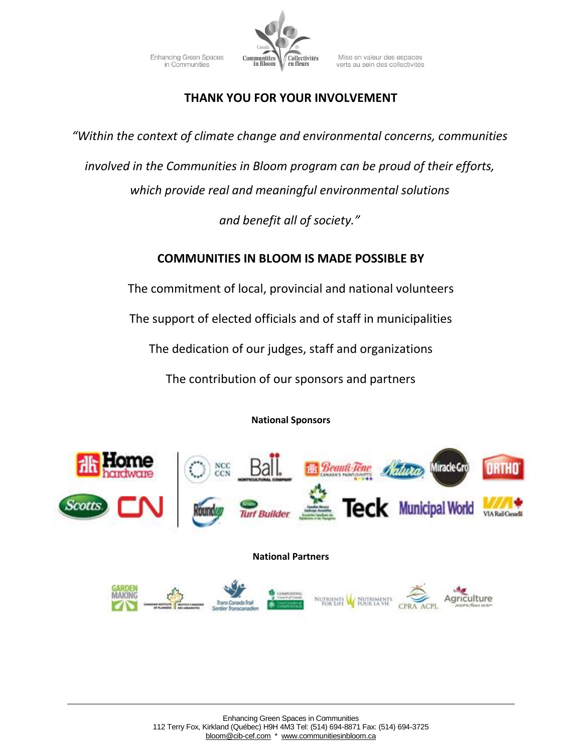Enhancing Green Spaces in Communities

Mise en valeur des espaces verts au sein des collectivités

## THANK YOU FOR YOUR INVOLVEMENT

*"Within the context of climate change and environmental concerns, communities involved in the Communities in Bloom program can be proud of their efforts, which provide real and meaningful environmental solutions and benefit all of society."*

## COMMUNITIES IN BLOOM IS MADE POSSIBLE BY

The commitment of local, provincial and national volunteers

The support of elected officials and of staff in municipalities

The dedication of our judges, staff and organizations

The contribution of our sponsors and partners

**National Sponsors**

**National Partners**

Enhancing Green Spaces in Communities
112 Terry Fox, Kirkland (Québec) H9H 4M3 Tel: (514) 694-8871 Fax: (514) 694-3725
bloom@cib-cef.com * www.communitiesinbloom.ca